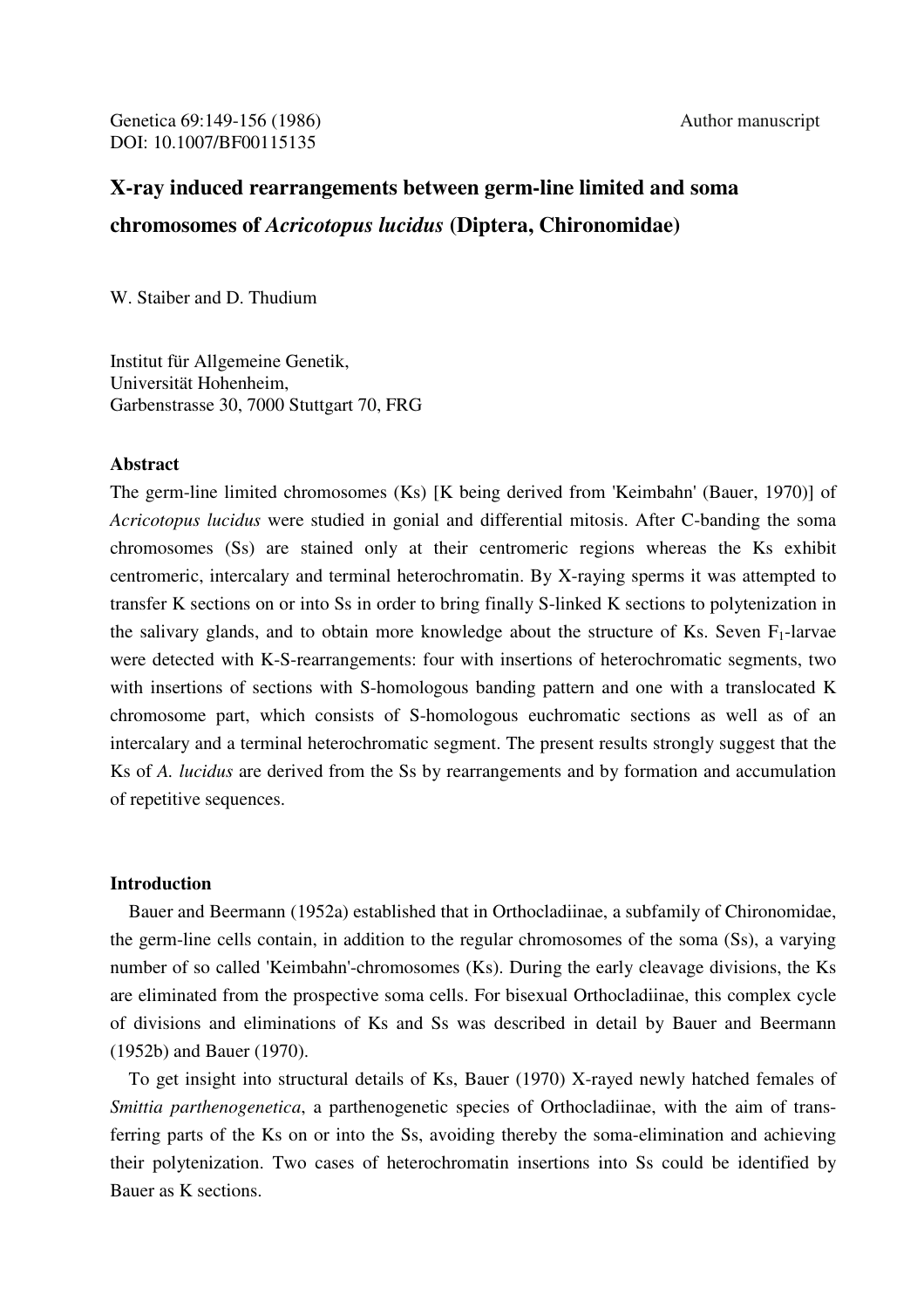Genetica 69:149-156 (1986)
DOI: 10.1007/BF00115135

Author manuscript

# X-ray induced rearrangements between germ-line limited and soma chromosomes of *Acricotopus lucidus* (Diptera, Chironomidae)

W. Staiber and D. Thudium

Institut für Allgemeine Genetik,
Universität Hohenheim,
Garbenstrasse 30, 7000 Stuttgart 70, FRG

## Abstract

The germ-line limited chromosomes (Ks) [K being derived from 'Keimbahn' (Bauer, 1970)] of *Acricotopus lucidus* were studied in gonial and differential mitosis. After C-banding the soma chromosomes (Ss) are stained only at their centromeric regions whereas the Ks exhibit centromeric, intercalary and terminal heterochromatin. By X-raying sperms it was attempted to transfer K sections on or into Ss in order to bring finally S-linked K sections to polytenization in the salivary glands, and to obtain more knowledge about the structure of Ks. Seven $F_1$-larvae were detected with K-S-rearrangements: four with insertions of heterochromatic segments, two with insertions of sections with S-homologous banding pattern and one with a translocated K chromosome part, which consists of S-homologous euchromatic sections as well as of an intercalary and a terminal heterochromatic segment. The present results strongly suggest that the Ks of *A. lucidus* are derived from the Ss by rearrangements and by formation and accumulation of repetitive sequences.

## Introduction

Bauer and Beermann (1952a) established that in Orthocladiinae, a subfamily of Chironomidae, the germ-line cells contain, in addition to the regular chromosomes of the soma (Ss), a varying number of so called 'Keimbahn'-chromosomes (Ks). During the early cleavage divisions, the Ks are eliminated from the prospective soma cells. For bisexual Orthocladiinae, this complex cycle of divisions and eliminations of Ks and Ss was described in detail by Bauer and Beermann (1952b) and Bauer (1970).

To get insight into structural details of Ks, Bauer (1970) X-rayed newly hatched females of *Smittia parthenogenetica*, a parthenogenetic species of Orthocladiinae, with the aim of transferring parts of the Ks on or into the Ss, avoiding thereby the soma-elimination and achieving their polytenization. Two cases of heterochromatin insertions into Ss could be identified by Bauer as K sections.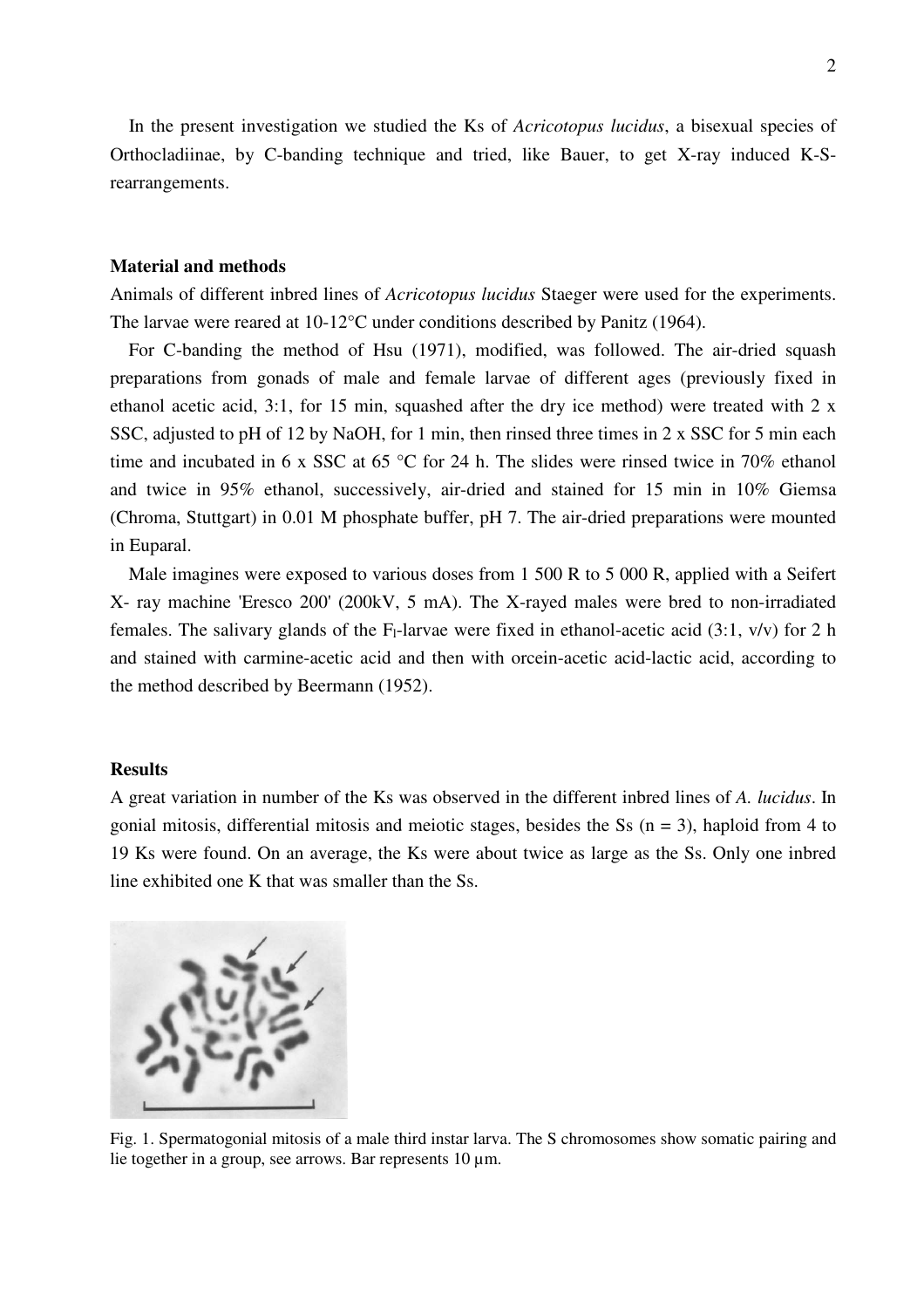In the present investigation we studied the Ks of *Acricotopus lucidus*, a bisexual species of Orthocladiinae, by C-banding technique and tried, like Bauer, to get X-ray induced K-S-rearrangements.

**Material and methods**

Animals of different inbred lines of *Acricotopus lucidus* Staeger were used for the experiments. The larvae were reared at 10-12°C under conditions described by Panitz (1964).

For C-banding the method of Hsu (1971), modified, was followed. The air-dried squash preparations from gonads of male and female larvae of different ages (previously fixed in ethanol acetic acid, 3:1, for 15 min, squashed after the dry ice method) were treated with 2 x SSC, adjusted to pH of 12 by NaOH, for 1 min, then rinsed three times in 2 x SSC for 5 min each time and incubated in 6 x SSC at 65 °C for 24 h. The slides were rinsed twice in 70% ethanol and twice in 95% ethanol, successively, air-dried and stained for 15 min in 10% Giemsa (Chroma, Stuttgart) in 0.01 M phosphate buffer, pH 7. The air-dried preparations were mounted in Euparal.

Male imagines were exposed to various doses from 1 500 R to 5 000 R, applied with a Seifert X- ray machine 'Eresco 200' (200kV, 5 mA). The X-rayed males were bred to non-irradiated females. The salivary glands of the $F_1$-larvae were fixed in ethanol-acetic acid (3:1, v/v) for 2 h and stained with carmine-acetic acid and then with orcein-acetic acid-lactic acid, according to the method described by Beermann (1952).

**Results**

A great variation in number of the Ks was observed in the different inbred lines of *A. lucidus*. In gonial mitosis, differential mitosis and meiotic stages, besides the Ss (n = 3), haploid from 4 to 19 Ks were found. On an average, the Ks were about twice as large as the Ss. Only one inbred line exhibited one K that was smaller than the Ss.

Fig. 1. Spermatogonial mitosis of a male third instar larva. The S chromosomes show somatic pairing and lie together in a group, see arrows. Bar represents 10 µm.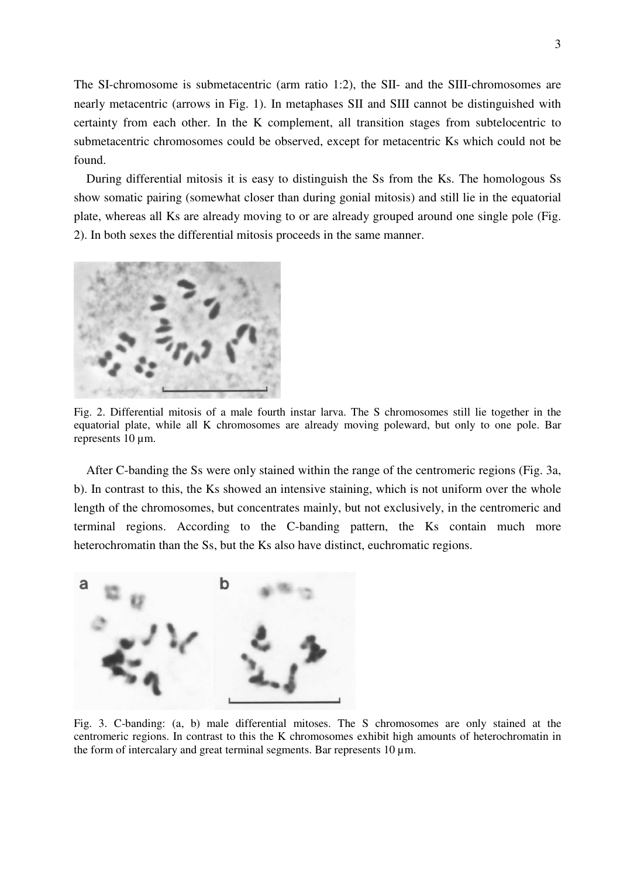The SI-chromosome is submetacentric (arm ratio 1:2), the SII- and the SIII-chromosomes are nearly metacentric (arrows in Fig. 1). In metaphases SII and SIII cannot be distinguished with certainty from each other. In the K complement, all transition stages from subtelocentric to submetacentric chromosomes could be observed, except for metacentric Ks which could not be found.

During differential mitosis it is easy to distinguish the Ss from the Ks. The homologous Ss show somatic pairing (somewhat closer than during gonial mitosis) and still lie in the equatorial plate, whereas all Ks are already moving to or are already grouped around one single pole (Fig. 2). In both sexes the differential mitosis proceeds in the same manner.

Fig. 2. Differential mitosis of a male fourth instar larva. The S chromosomes still lie together in the equatorial plate, while all K chromosomes are already moving poleward, but only to one pole. Bar represents 10 µm.

After C-banding the Ss were only stained within the range of the centromeric regions (Fig. 3a, b). In contrast to this, the Ks showed an intensive staining, which is not uniform over the whole length of the chromosomes, but concentrates mainly, but not exclusively, in the centromeric and terminal regions. According to the C-banding pattern, the Ks contain much more heterochromatin than the Ss, but the Ks also have distinct, euchromatic regions.

Fig. 3. C-banding: (a, b) male differential mitoses. The S chromosomes are only stained at the centromeric regions. In contrast to this the K chromosomes exhibit high amounts of heterochromatin in the form of intercalary and great terminal segments. Bar represents 10 µm.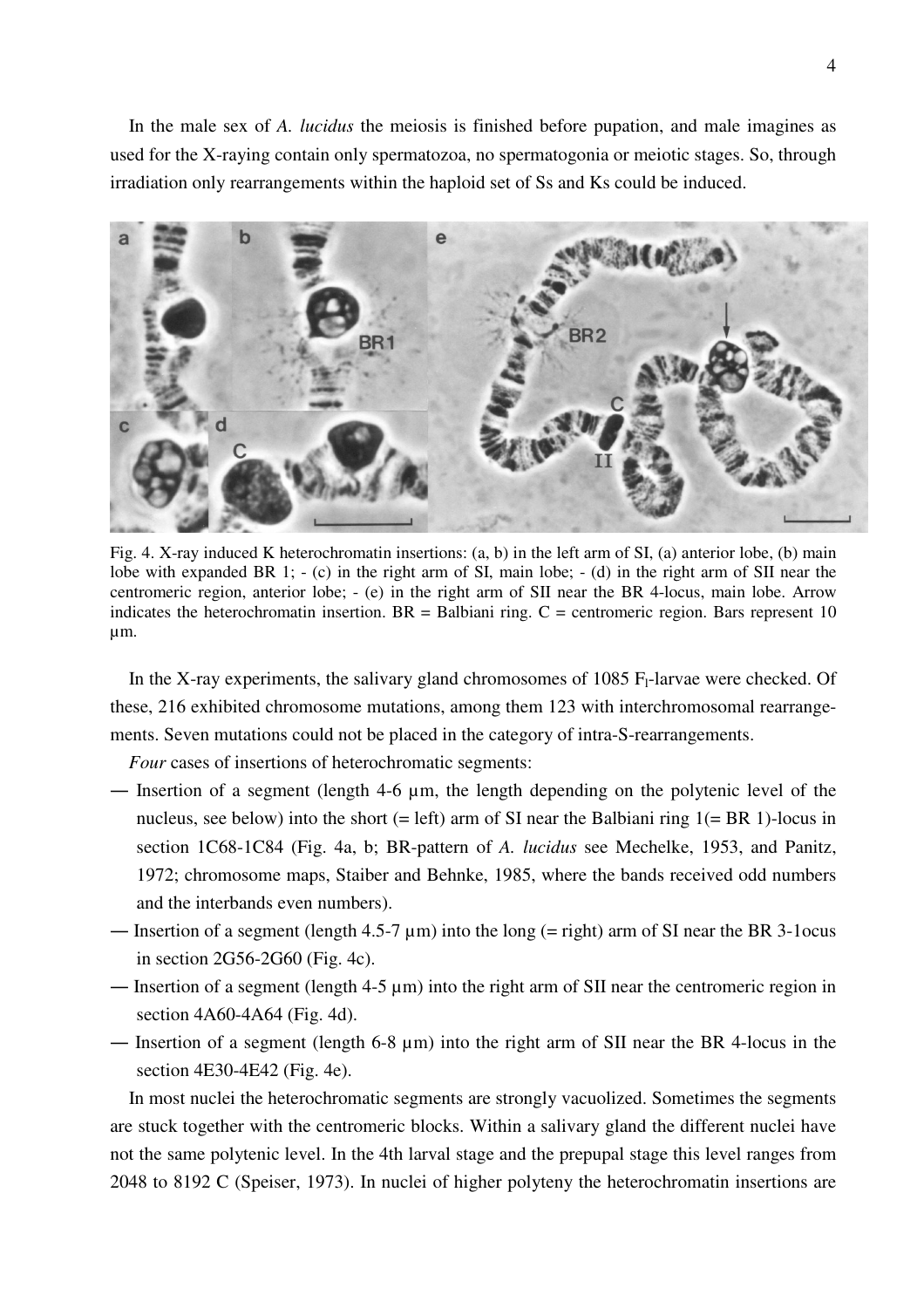In the male sex of *A. lucidus* the meiosis is finished before pupation, and male imagines as used for the X-raying contain only spermatozoa, no spermatogonia or meiotic stages. So, through irradiation only rearrangements within the haploid set of Ss and Ks could be induced.

Fig. 4. X-ray induced K heterochromatin insertions: (a, b) in the left arm of SI, (a) anterior lobe, (b) main lobe with expanded BR 1; - (c) in the right arm of SI, main lobe; - (d) in the right arm of SII near the centromeric region, anterior lobe; - (e) in the right arm of SII near the BR 4-locus, main lobe. Arrow indicates the heterochromatin insertion. BR = Balbiani ring. C = centromeric region. Bars represent 10 µm.

In the X-ray experiments, the salivary gland chromosomes of 1085 $F_I$-larvae were checked. Of these, 216 exhibited chromosome mutations, among them 123 with interchromosomal rearrangements. Seven mutations could not be placed in the category of intra-S-rearrangements.

*Four* cases of insertions of heterochromatic segments:

— Insertion of a segment (length 4-6 µm, the length depending on the polytenic level of the nucleus, see below) into the short (= left) arm of SI near the Balbiani ring 1(= BR 1)-locus in section 1C68-1C84 (Fig. 4a, b; BR-pattern of *A. lucidus* see Mechelke, 1953, and Panitz, 1972; chromosome maps, Staiber and Behnke, 1985, where the bands received odd numbers and the interbands even numbers).

— Insertion of a segment (length 4.5-7 µm) into the long (= right) arm of SI near the BR 3-1ocus in section 2G56-2G60 (Fig. 4c).

— Insertion of a segment (length 4-5 µm) into the right arm of SII near the centromeric region in section 4A60-4A64 (Fig. 4d).

— Insertion of a segment (length 6-8 µm) into the right arm of SII near the BR 4-locus in the section 4E30-4E42 (Fig. 4e).

In most nuclei the heterochromatic segments are strongly vacuolized. Sometimes the segments are stuck together with the centromeric blocks. Within a salivary gland the different nuclei have not the same polytenic level. In the 4th larval stage and the prepupal stage this level ranges from 2048 to 8192 C (Speiser, 1973). In nuclei of higher polyteny the heterochromatin insertions are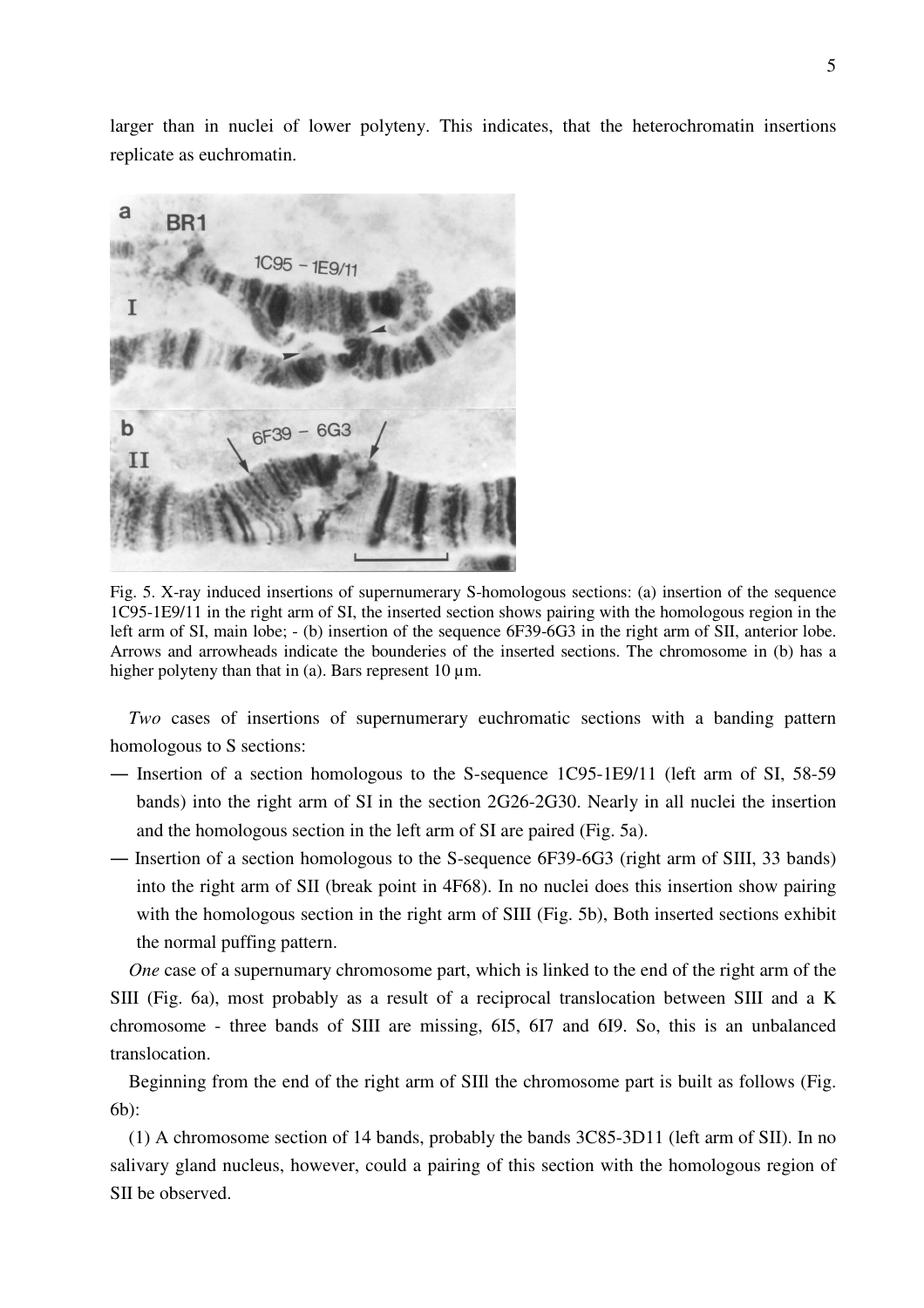larger than in nuclei of lower polyteny. This indicates, that the heterochromatin insertions replicate as euchromatin.

Fig. 5. X-ray induced insertions of supernumerary S-homologous sections: (a) insertion of the sequence 1C95-1E9/11 in the right arm of SI, the inserted section shows pairing with the homologous region in the left arm of SI, main lobe; - (b) insertion of the sequence 6F39-6G3 in the right arm of SII, anterior lobe. Arrows and arrowheads indicate the bounderies of the inserted sections. The chromosome in (b) has a higher polyteny than that in (a). Bars represent 10 µm.

*Two* cases of insertions of supernumerary euchromatic sections with a banding pattern homologous to S sections:

— Insertion of a section homologous to the S-sequence 1C95-1E9/11 (left arm of SI, 58-59 bands) into the right arm of SI in the section 2G26-2G30. Nearly in all nuclei the insertion and the homologous section in the left arm of SI are paired (Fig. 5a).

— Insertion of a section homologous to the S-sequence 6F39-6G3 (right arm of SIII, 33 bands) into the right arm of SII (break point in 4F68). In no nuclei does this insertion show pairing with the homologous section in the right arm of SIII (Fig. 5b), Both inserted sections exhibit the normal puffing pattern.

*One* case of a supernumary chromosome part, which is linked to the end of the right arm of the SIII (Fig. 6a), most probably as a result of a reciprocal translocation between SIII and a K chromosome - three bands of SIII are missing, 6I5, 6I7 and 6I9. So, this is an unbalanced translocation.

Beginning from the end of the right arm of SIIl the chromosome part is built as follows (Fig. 6b):

(1) A chromosome section of 14 bands, probably the bands 3C85-3D11 (left arm of SII). In no salivary gland nucleus, however, could a pairing of this section with the homologous region of SII be observed.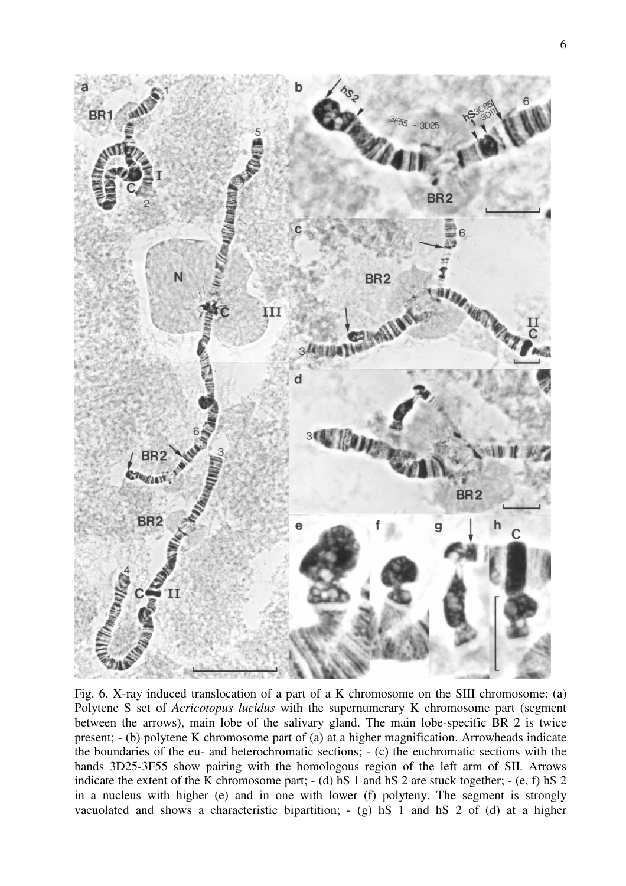Fig. 6. X-ray induced translocation of a part of a K chromosome on the SIII chromosome: (a) Polytene S set of *Acricotopus lucidus* with the supernumerary K chromosome part (segment between the arrows), main lobe of the salivary gland. The main lobe-specific BR 2 is twice present; - (b) polytene K chromosome part of (a) at a higher magnification. Arrowheads indicate the boundaries of the eu- and heterochromatic sections; - (c) the euchromatic sections with the bands 3D25-3F55 show pairing with the homologous region of the left arm of SII. Arrows indicate the extent of the K chromosome part; - (d) hS 1 and hS 2 are stuck together; - (e, f) hS 2 in a nucleus with higher (e) and in one with lower (f) polyteny. The segment is strongly vacuolated and shows a characteristic bipartition; - (g) hS 1 and hS 2 of (d) at a higher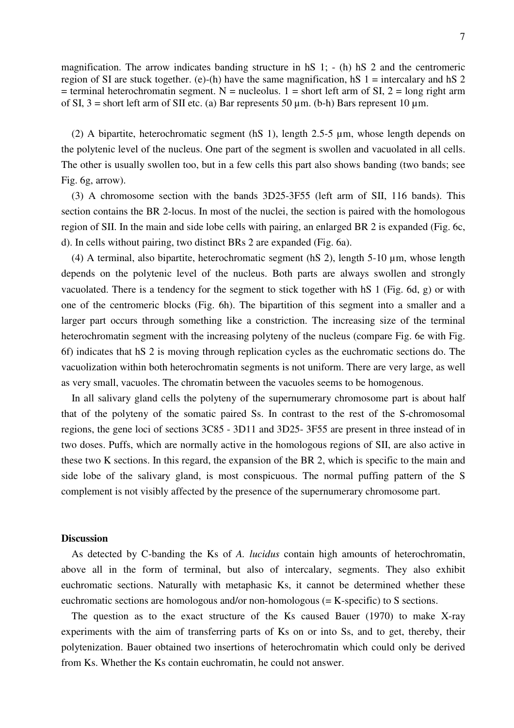magnification. The arrow indicates banding structure in hS 1; - (h) hS 2 and the centromeric region of SI are stuck together. (e)-(h) have the same magnification, hS 1 = intercalary and hS 2 = terminal heterochromatin segment. N = nucleolus. 1 = short left arm of SI, 2 = long right arm of SI, 3 = short left arm of SII etc. (a) Bar represents 50 µm. (b-h) Bars represent 10 µm.

(2) A bipartite, heterochromatic segment (hS 1), length 2.5-5 µm, whose length depends on the polytenic level of the nucleus. One part of the segment is swollen and vacuolated in all cells. The other is usually swollen too, but in a few cells this part also shows banding (two bands; see Fig. 6g, arrow).

(3) A chromosome section with the bands 3D25-3F55 (left arm of SII, 116 bands). This section contains the BR 2-locus. In most of the nuclei, the section is paired with the homologous region of SII. In the main and side lobe cells with pairing, an enlarged BR 2 is expanded (Fig. 6c, d). In cells without pairing, two distinct BRs 2 are expanded (Fig. 6a).

(4) A terminal, also bipartite, heterochromatic segment (hS 2), length 5-10 µm, whose length depends on the polytenic level of the nucleus. Both parts are always swollen and strongly vacuolated. There is a tendency for the segment to stick together with hS 1 (Fig. 6d, g) or with one of the centromeric blocks (Fig. 6h). The bipartition of this segment into a smaller and a larger part occurs through something like a constriction. The increasing size of the terminal heterochromatin segment with the increasing polyteny of the nucleus (compare Fig. 6e with Fig. 6f) indicates that hS 2 is moving through replication cycles as the euchromatic sections do. The vacuolization within both heterochromatin segments is not uniform. There are very large, as well as very small, vacuoles. The chromatin between the vacuoles seems to be homogenous.

In all salivary gland cells the polyteny of the supernumerary chromosome part is about half that of the polyteny of the somatic paired Ss. In contrast to the rest of the S-chromosomal regions, the gene loci of sections 3C85 - 3D11 and 3D25- 3F55 are present in three instead of in two doses. Puffs, which are normally active in the homologous regions of SII, are also active in these two K sections. In this regard, the expansion of the BR 2, which is specific to the main and side lobe of the salivary gland, is most conspicuous. The normal puffing pattern of the S complement is not visibly affected by the presence of the supernumerary chromosome part.

## Discussion

As detected by C-banding the Ks of *A. lucidus* contain high amounts of heterochromatin, above all in the form of terminal, but also of intercalary, segments. They also exhibit euchromatic sections. Naturally with metaphasic Ks, it cannot be determined whether these euchromatic sections are homologous and/or non-homologous (= K-specific) to S sections.

The question as to the exact structure of the Ks caused Bauer (1970) to make X-ray experiments with the aim of transferring parts of Ks on or into Ss, and to get, thereby, their polytenization. Bauer obtained two insertions of heterochromatin which could only be derived from Ks. Whether the Ks contain euchromatin, he could not answer.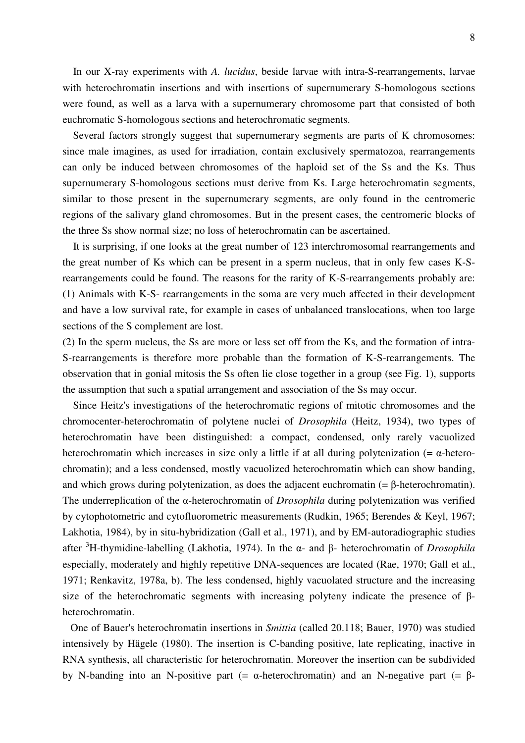In our X-ray experiments with *A. lucidus*, beside larvae with intra-S-rearrangements, larvae with heterochromatin insertions and with insertions of supernumerary S-homologous sections were found, as well as a larva with a supernumerary chromosome part that consisted of both euchromatic S-homologous sections and heterochromatic segments.

Several factors strongly suggest that supernumerary segments are parts of K chromosomes: since male imagines, as used for irradiation, contain exclusively spermatozoa, rearrangements can only be induced between chromosomes of the haploid set of the Ss and the Ks. Thus supernumerary S-homologous sections must derive from Ks. Large heterochromatin segments, similar to those present in the supernumerary segments, are only found in the centromeric regions of the salivary gland chromosomes. But in the present cases, the centromeric blocks of the three Ss show normal size; no loss of heterochromatin can be ascertained.

It is surprising, if one looks at the great number of 123 interchromosomal rearrangements and the great number of Ks which can be present in a sperm nucleus, that in only few cases K-S-rearrangements could be found. The reasons for the rarity of K-S-rearrangements probably are:
(1) Animals with K-S- rearrangements in the soma are very much affected in their development and have a low survival rate, for example in cases of unbalanced translocations, when too large sections of the S complement are lost.
(2) In the sperm nucleus, the Ss are more or less set off from the Ks, and the formation of intra-S-rearrangements is therefore more probable than the formation of K-S-rearrangements. The observation that in gonial mitosis the Ss often lie close together in a group (see Fig. 1), supports the assumption that such a spatial arrangement and association of the Ss may occur.

Since Heitz's investigations of the heterochromatic regions of mitotic chromosomes and the chromocenter-heterochromatin of polytene nuclei of *Drosophila* (Heitz, 1934), two types of heterochromatin have been distinguished: a compact, condensed, only rarely vacuolized heterochromatin which increases in size only a little if at all during polytenization (= α-heterochromatin); and a less condensed, mostly vacuolized heterochromatin which can show banding, and which grows during polytenization, as does the adjacent euchromatin (= β-heterochromatin). The underreplication of the α-heterochromatin of *Drosophila* during polytenization was verified by cytophotometric and cytofluorometric measurements (Rudkin, 1965; Berendes & Keyl, 1967; Lakhotia, 1984), by in situ-hybridization (Gall et al., 1971), and by EM-autoradiographic studies after $^{3}$H-thymidine-labelling (Lakhotia, 1974). In the α- and β- heterochromatin of *Drosophila* especially, moderately and highly repetitive DNA-sequences are located (Rae, 1970; Gall et al., 1971; Renkavitz, 1978a, b). The less condensed, highly vacuolated structure and the increasing size of the heterochromatic segments with increasing polyteny indicate the presence of β-heterochromatin.

One of Bauer's heterochromatin insertions in *Smittia* (called 20.118; Bauer, 1970) was studied intensively by Hägele (1980). The insertion is C-banding positive, late replicating, inactive in RNA synthesis, all characteristic for heterochromatin. Moreover the insertion can be subdivided by N-banding into an N-positive part (= α-heterochromatin) and an N-negative part (= β-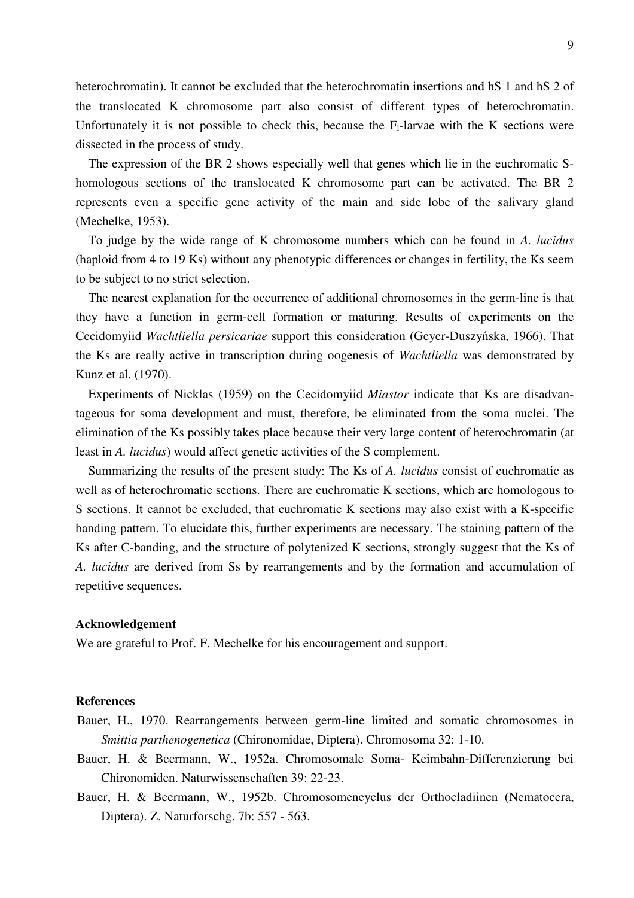heterochromatin). It cannot be excluded that the heterochromatin insertions and hS 1 and hS 2 of the translocated K chromosome part also consist of different types of heterochromatin. Unfortunately it is not possible to check this, because the $F_I$-larvae with the K sections were dissected in the process of study.

The expression of the BR 2 shows especially well that genes which lie in the euchromatic S-homologous sections of the translocated K chromosome part can be activated. The BR 2 represents even a specific gene activity of the main and side lobe of the salivary gland (Mechelke, 1953).

To judge by the wide range of K chromosome numbers which can be found in *A. lucidus* (haploid from 4 to 19 Ks) without any phenotypic differences or changes in fertility, the Ks seem to be subject to no strict selection.

The nearest explanation for the occurrence of additional chromosomes in the germ-line is that they have a function in germ-cell formation or maturing. Results of experiments on the Cecidomyiid *Wachtliella persicariae* support this consideration (Geyer-Duszyńska, 1966). That the Ks are really active in transcription during oogenesis of *Wachtliella* was demonstrated by Kunz et al. (1970).

Experiments of Nicklas (1959) on the Cecidomyiid *Miastor* indicate that Ks are disadvantageous for soma development and must, therefore, be eliminated from the soma nuclei. The elimination of the Ks possibly takes place because their very large content of heterochromatin (at least in *A. lucidus*) would affect genetic activities of the S complement.

Summarizing the results of the present study: The Ks of *A. lucidus* consist of euchromatic as well as of heterochromatic sections. There are euchromatic K sections, which are homologous to S sections. It cannot be excluded, that euchromatic K sections may also exist with a K-specific banding pattern. To elucidate this, further experiments are necessary. The staining pattern of the Ks after C-banding, and the structure of polytenized K sections, strongly suggest that the Ks of *A. lucidus* are derived from Ss by rearrangements and by the formation and accumulation of repetitive sequences.

**Acknowledgement**

We are grateful to Prof. F. Mechelke for his encouragement and support.

**References**

Bauer, H., 1970. Rearrangements between germ-line limited and somatic chromosomes in *Smittia parthenogenetica* (Chironomidae, Diptera). Chromosoma 32: 1-10.

Bauer, H. & Beermann, W., 1952a. Chromosomale Soma- Keimbahn-Differenzierung bei Chironomiden. Naturwissenschaften 39: 22-23.

Bauer, H. & Beermann, W., 1952b. Chromosomencyclus der Orthocladiinen (Nematocera, Diptera). Z. Naturforschg. 7b: 557 - 563.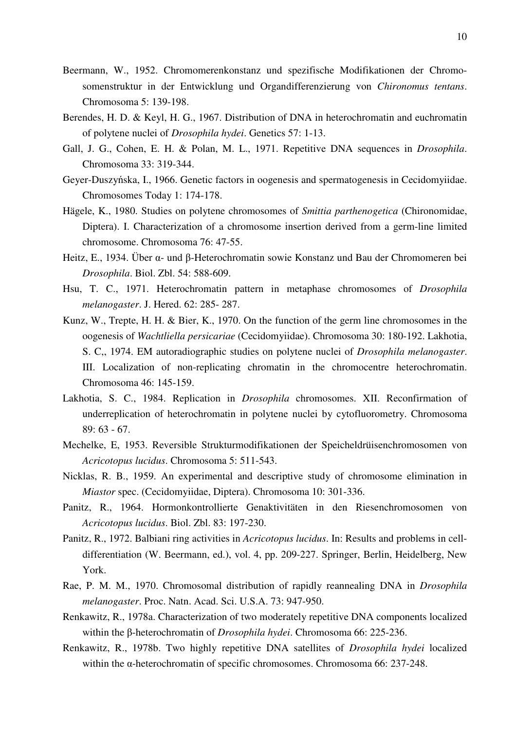Beermann, W., 1952. Chromomerenkonstanz und spezifische Modifikationen der Chromosomenstruktur in der Entwicklung und Organdifferenzierung von *Chironomus tentans*. Chromosoma 5: 139-198.

Berendes, H. D. & Keyl, H. G., 1967. Distribution of DNA in heterochromatin and euchromatin of polytene nuclei of *Drosophila hydei*. Genetics 57: 1-13.

Gall, J. G., Cohen, E. H. & Polan, M. L., 1971. Repetitive DNA sequences in *Drosophila*. Chromosoma 33: 319-344.

Geyer-Duszyńska, I., 1966. Genetic factors in oogenesis and spermatogenesis in Cecidomyiidae. Chromosomes Today 1: 174-178.

Hägele, K., 1980. Studies on polytene chromosomes of *Smittia parthenogetica* (Chironomidae, Diptera). I. Characterization of a chromosome insertion derived from a germ-line limited chromosome. Chromosoma 76: 47-55.

Heitz, E., 1934. Über α- und β-Heterochromatin sowie Konstanz und Bau der Chromomeren bei *Drosophila*. Biol. Zbl. 54: 588-609.

Hsu, T. C., 1971. Heterochromatin pattern in metaphase chromosomes of *Drosophila melanogaster*. J. Hered. 62: 285- 287.

Kunz, W., Trepte, H. H. & Bier, K., 1970. On the function of the germ line chromosomes in the oogenesis of *Wachtliella persicariae* (Cecidomyiidae). Chromosoma 30: 180-192. Lakhotia, S. C,, 1974. EM autoradiographic studies on polytene nuclei of *Drosophila melanogaster*. III. Localization of non-replicating chromatin in the chromocentre heterochromatin. Chromosoma 46: 145-159.

Lakhotia, S. C., 1984. Replication in *Drosophila* chromosomes. XII. Reconfirmation of underreplication of heterochromatin in polytene nuclei by cytofluorometry. Chromosoma 89: 63 - 67.

Mechelke, E, 1953. Reversible Strukturmodifikationen der Speicheldrüisenchromosomen von *Acricotopus lucidus*. Chromosoma 5: 511-543.

Nicklas, R. B., 1959. An experimental and descriptive study of chromosome elimination in *Miastor* spec. (Cecidomyiidae, Diptera). Chromosoma 10: 301-336.

Panitz, R., 1964. Hormonkontrollierte Genaktivitäten in den Riesenchromosomen von *Acricotopus lucidus*. Biol. Zbl. 83: 197-230.

Panitz, R., 1972. Balbiani ring activities in *Acricotopus lucidus*. In: Results and problems in cell-differentiation (W. Beermann, ed.), vol. 4, pp. 209-227. Springer, Berlin, Heidelberg, New York.

Rae, P. M. M., 1970. Chromosomal distribution of rapidly reannealing DNA in *Drosophila melanogaster*. Proc. Natn. Acad. Sci. U.S.A. 73: 947-950.

Renkawitz, R., 1978a. Characterization of two moderately repetitive DNA components localized within the β-heterochromatin of *Drosophila hydei*. Chromosoma 66: 225-236.

Renkawitz, R., 1978b. Two highly repetitive DNA satellites of *Drosophila hydei* localized within the α-heterochromatin of specific chromosomes. Chromosoma 66: 237-248.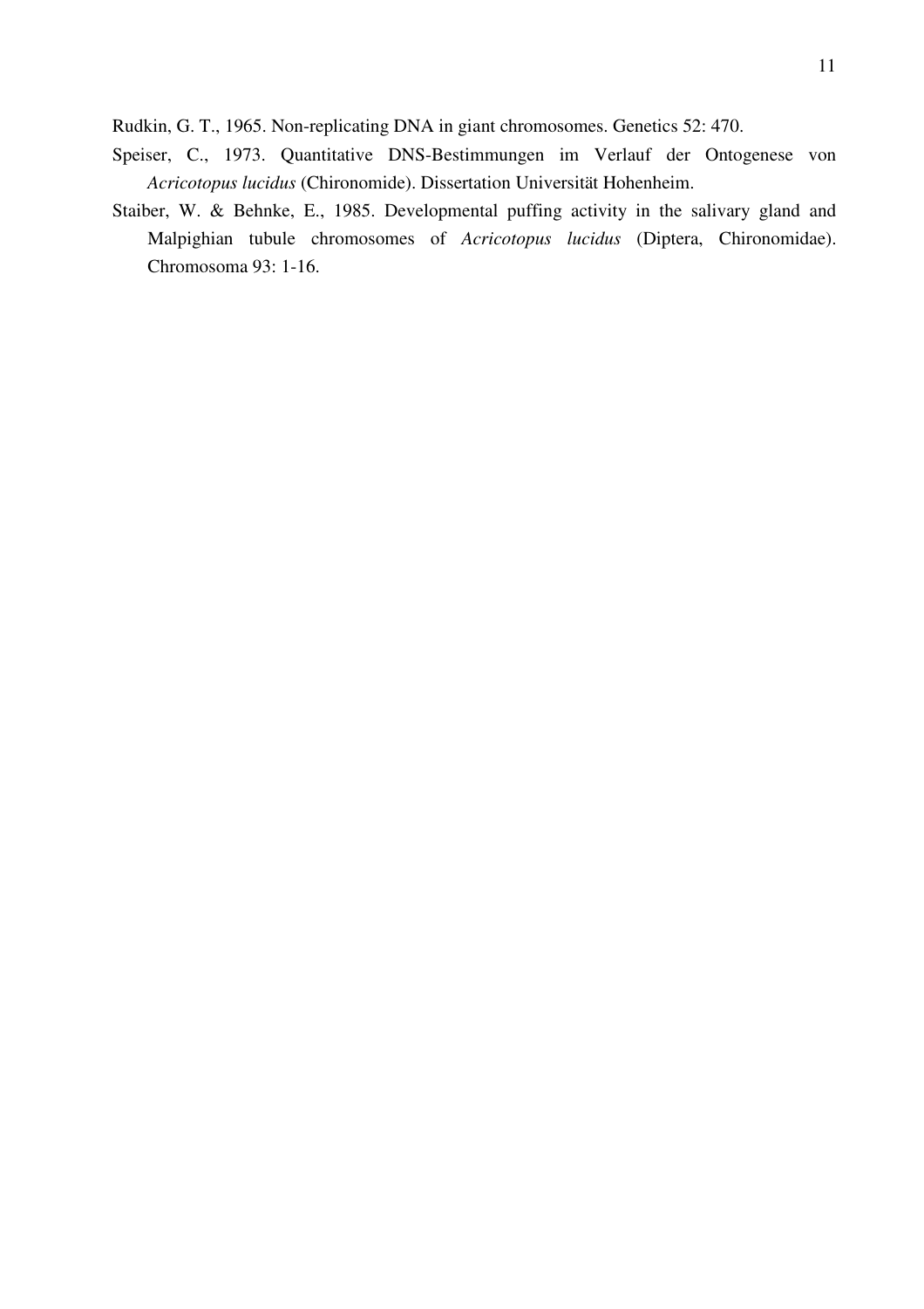Rudkin, G. T., 1965. Non-replicating DNA in giant chromosomes. Genetics 52: 470.

Speiser, C., 1973. Quantitative DNS-Bestimmungen im Verlauf der Ontogenese von *Acricotopus lucidus* (Chironomide). Dissertation Universität Hohenheim.

Staiber, W. & Behnke, E., 1985. Developmental puffing activity in the salivary gland and Malpighian tubule chromosomes of *Acricotopus lucidus* (Diptera, Chironomidae). Chromosoma 93: 1-16.